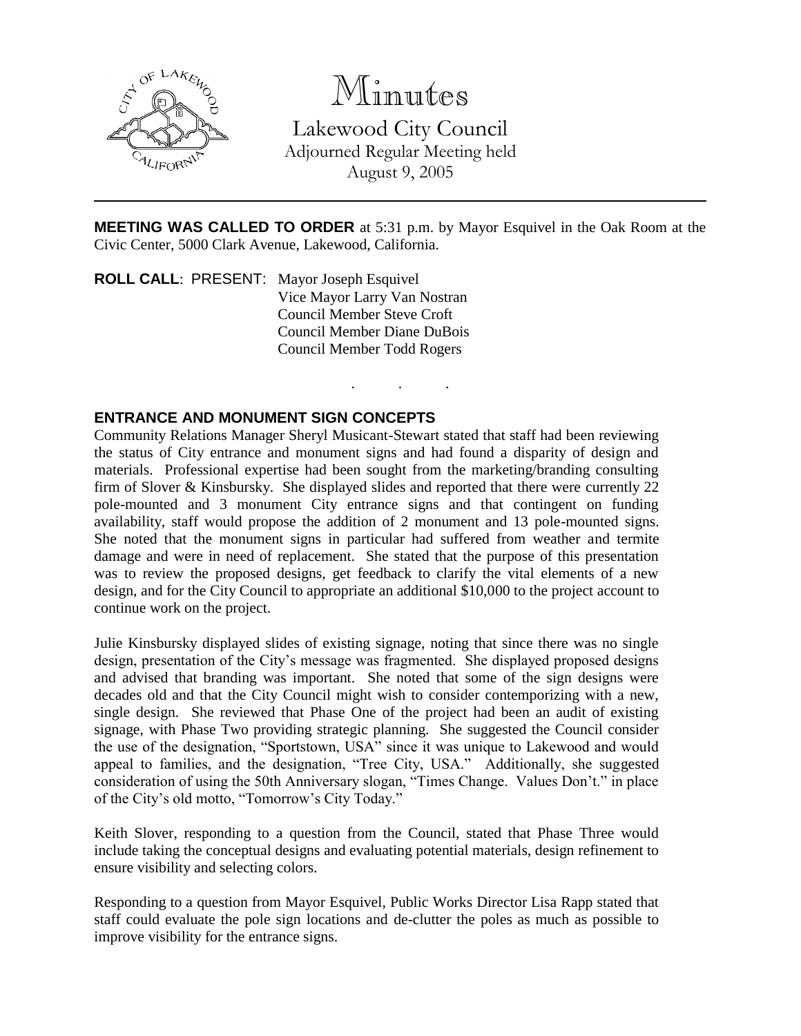# Minutes

Lakewood City Council
Adjourned Regular Meeting held
August 9, 2005

---

**MEETING WAS CALLED TO ORDER** at 5:31 p.m. by Mayor Esquivel in the Oak Room at the Civic Center, 5000 Clark Avenue, Lakewood, California.

**ROLL CALL**: PRESENT: Mayor Joseph Esquivel
Vice Mayor Larry Van Nostran
Council Member Steve Croft
Council Member Diane DuBois
Council Member Todd Rogers

. . .

**ENTRANCE AND MONUMENT SIGN CONCEPTS**

Community Relations Manager Sheryl Musicant-Stewart stated that staff had been reviewing the status of City entrance and monument signs and had found a disparity of design and materials. Professional expertise had been sought from the marketing/branding consulting firm of Slover & Kinsbursky. She displayed slides and reported that there were currently 22 pole-mounted and 3 monument City entrance signs and that contingent on funding availability, staff would propose the addition of 2 monument and 13 pole-mounted signs. She noted that the monument signs in particular had suffered from weather and termite damage and were in need of replacement. She stated that the purpose of this presentation was to review the proposed designs, get feedback to clarify the vital elements of a new design, and for the City Council to appropriate an additional $10,000 to the project account to continue work on the project.

Julie Kinsbursky displayed slides of existing signage, noting that since there was no single design, presentation of the City's message was fragmented. She displayed proposed designs and advised that branding was important. She noted that some of the sign designs were decades old and that the City Council might wish to consider contemporizing with a new, single design. She reviewed that Phase One of the project had been an audit of existing signage, with Phase Two providing strategic planning. She suggested the Council consider the use of the designation, "Sportstown, USA" since it was unique to Lakewood and would appeal to families, and the designation, "Tree City, USA." Additionally, she suggested consideration of using the 50th Anniversary slogan, "Times Change. Values Don't." in place of the City's old motto, "Tomorrow's City Today."

Keith Slover, responding to a question from the Council, stated that Phase Three would include taking the conceptual designs and evaluating potential materials, design refinement to ensure visibility and selecting colors.

Responding to a question from Mayor Esquivel, Public Works Director Lisa Rapp stated that staff could evaluate the pole sign locations and de-clutter the poles as much as possible to improve visibility for the entrance signs.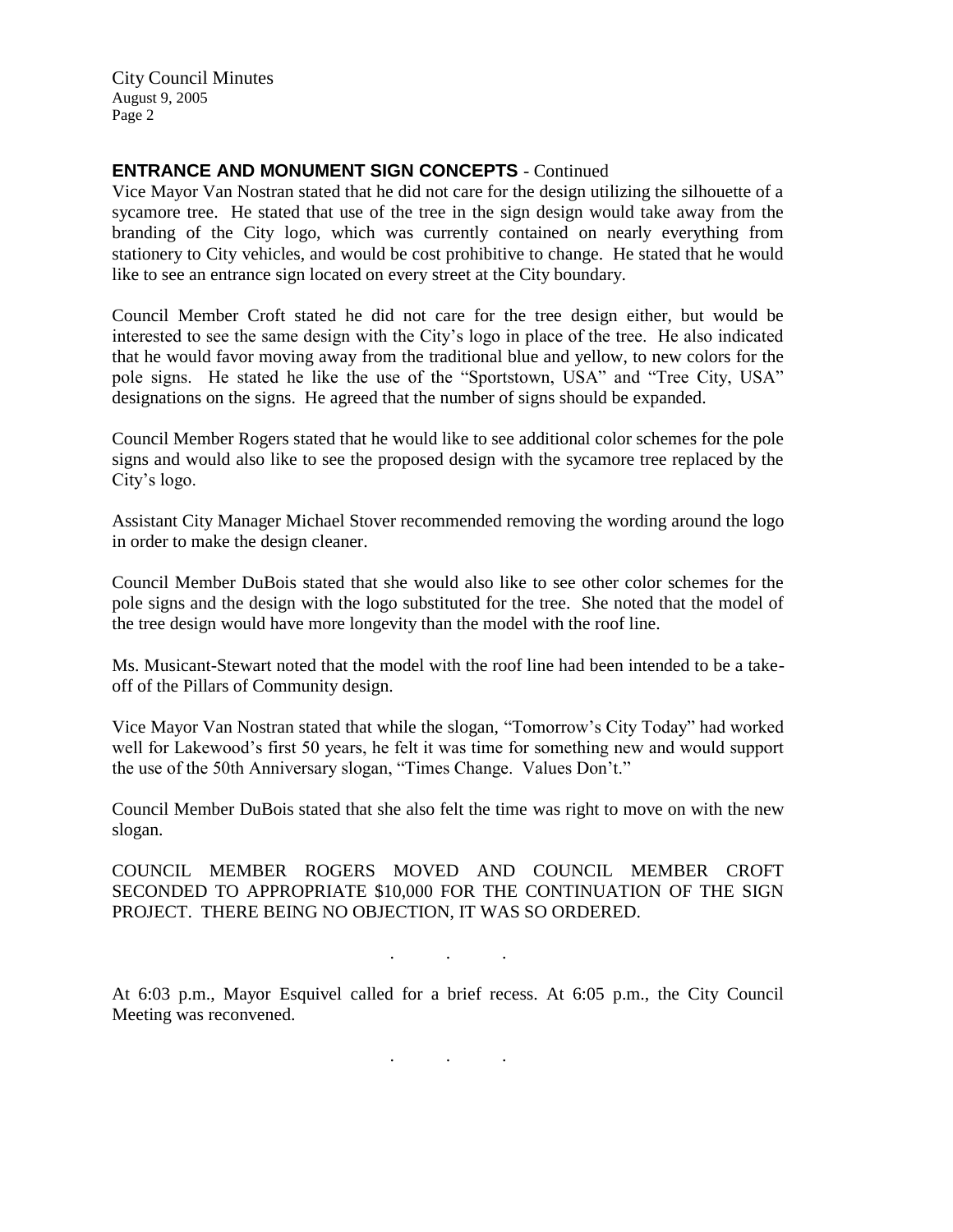## ENTRANCE AND MONUMENT SIGN CONCEPTS - Continued

Vice Mayor Van Nostran stated that he did not care for the design utilizing the silhouette of a sycamore tree. He stated that use of the tree in the sign design would take away from the branding of the City logo, which was currently contained on nearly everything from stationery to City vehicles, and would be cost prohibitive to change. He stated that he would like to see an entrance sign located on every street at the City boundary.

Council Member Croft stated he did not care for the tree design either, but would be interested to see the same design with the City's logo in place of the tree. He also indicated that he would favor moving away from the traditional blue and yellow, to new colors for the pole signs. He stated he like the use of the "Sportstown, USA" and "Tree City, USA" designations on the signs. He agreed that the number of signs should be expanded.

Council Member Rogers stated that he would like to see additional color schemes for the pole signs and would also like to see the proposed design with the sycamore tree replaced by the City's logo.

Assistant City Manager Michael Stover recommended removing the wording around the logo in order to make the design cleaner.

Council Member DuBois stated that she would also like to see other color schemes for the pole signs and the design with the logo substituted for the tree. She noted that the model of the tree design would have more longevity than the model with the roof line.

Ms. Musicant-Stewart noted that the model with the roof line had been intended to be a take-off of the Pillars of Community design.

Vice Mayor Van Nostran stated that while the slogan, "Tomorrow's City Today" had worked well for Lakewood's first 50 years, he felt it was time for something new and would support the use of the 50th Anniversary slogan, "Times Change. Values Don't."

Council Member DuBois stated that she also felt the time was right to move on with the new slogan.

COUNCIL MEMBER ROGERS MOVED AND COUNCIL MEMBER CROFT SECONDED TO APPROPRIATE $10,000 FOR THE CONTINUATION OF THE SIGN PROJECT. THERE BEING NO OBJECTION, IT WAS SO ORDERED.

. . .

At 6:03 p.m., Mayor Esquivel called for a brief recess. At 6:05 p.m., the City Council Meeting was reconvened.

. . .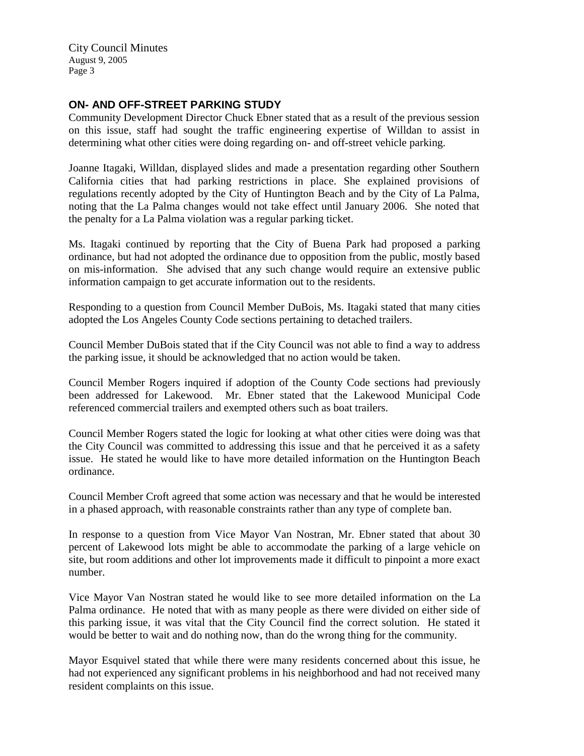## ON- AND OFF-STREET PARKING STUDY

Community Development Director Chuck Ebner stated that as a result of the previous session on this issue, staff had sought the traffic engineering expertise of Willdan to assist in determining what other cities were doing regarding on- and off-street vehicle parking.

Joanne Itagaki, Willdan, displayed slides and made a presentation regarding other Southern California cities that had parking restrictions in place. She explained provisions of regulations recently adopted by the City of Huntington Beach and by the City of La Palma, noting that the La Palma changes would not take effect until January 2006. She noted that the penalty for a La Palma violation was a regular parking ticket.

Ms. Itagaki continued by reporting that the City of Buena Park had proposed a parking ordinance, but had not adopted the ordinance due to opposition from the public, mostly based on mis-information. She advised that any such change would require an extensive public information campaign to get accurate information out to the residents.

Responding to a question from Council Member DuBois, Ms. Itagaki stated that many cities adopted the Los Angeles County Code sections pertaining to detached trailers.

Council Member DuBois stated that if the City Council was not able to find a way to address the parking issue, it should be acknowledged that no action would be taken.

Council Member Rogers inquired if adoption of the County Code sections had previously been addressed for Lakewood. Mr. Ebner stated that the Lakewood Municipal Code referenced commercial trailers and exempted others such as boat trailers.

Council Member Rogers stated the logic for looking at what other cities were doing was that the City Council was committed to addressing this issue and that he perceived it as a safety issue. He stated he would like to have more detailed information on the Huntington Beach ordinance.

Council Member Croft agreed that some action was necessary and that he would be interested in a phased approach, with reasonable constraints rather than any type of complete ban.

In response to a question from Vice Mayor Van Nostran, Mr. Ebner stated that about 30 percent of Lakewood lots might be able to accommodate the parking of a large vehicle on site, but room additions and other lot improvements made it difficult to pinpoint a more exact number.

Vice Mayor Van Nostran stated he would like to see more detailed information on the La Palma ordinance. He noted that with as many people as there were divided on either side of this parking issue, it was vital that the City Council find the correct solution. He stated it would be better to wait and do nothing now, than do the wrong thing for the community.

Mayor Esquivel stated that while there were many residents concerned about this issue, he had not experienced any significant problems in his neighborhood and had not received many resident complaints on this issue.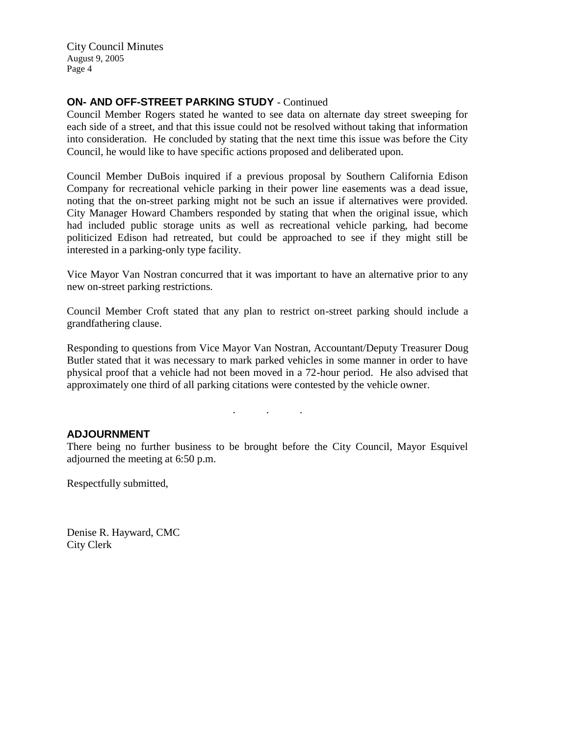## ON- AND OFF-STREET PARKING STUDY - Continued

Council Member Rogers stated he wanted to see data on alternate day street sweeping for each side of a street, and that this issue could not be resolved without taking that information into consideration. He concluded by stating that the next time this issue was before the City Council, he would like to have specific actions proposed and deliberated upon.

Council Member DuBois inquired if a previous proposal by Southern California Edison Company for recreational vehicle parking in their power line easements was a dead issue, noting that the on-street parking might not be such an issue if alternatives were provided. City Manager Howard Chambers responded by stating that when the original issue, which had included public storage units as well as recreational vehicle parking, had become politicized Edison had retreated, but could be approached to see if they might still be interested in a parking-only type facility.

Vice Mayor Van Nostran concurred that it was important to have an alternative prior to any new on-street parking restrictions.

Council Member Croft stated that any plan to restrict on-street parking should include a grandfathering clause.

Responding to questions from Vice Mayor Van Nostran, Accountant/Deputy Treasurer Doug Butler stated that it was necessary to mark parked vehicles in some manner in order to have physical proof that a vehicle had not been moved in a 72-hour period. He also advised that approximately one third of all parking citations were contested by the vehicle owner.

. . .

## ADJOURNMENT

There being no further business to be brought before the City Council, Mayor Esquivel adjourned the meeting at 6:50 p.m.

Respectfully submitted,

Denise R. Hayward, CMC
City Clerk